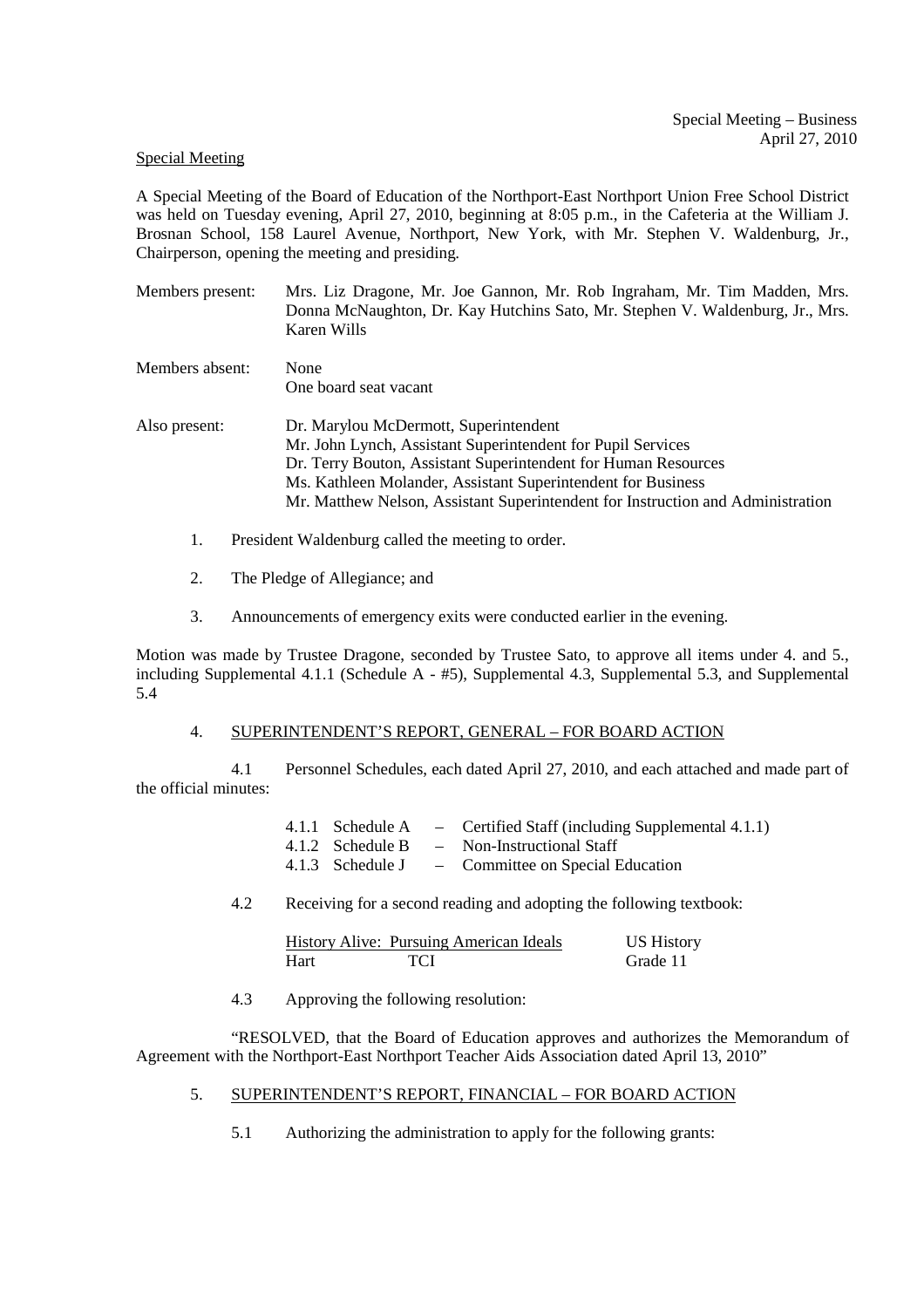Special Meeting – Business
April 27, 2010

Special Meeting

A Special Meeting of the Board of Education of the Northport-East Northport Union Free School District was held on Tuesday evening, April 27, 2010, beginning at 8:05 p.m., in the Cafeteria at the William J. Brosnan School, 158 Laurel Avenue, Northport, New York, with Mr. Stephen V. Waldenburg, Jr., Chairperson, opening the meeting and presiding.

Members present: Mrs. Liz Dragone, Mr. Joe Gannon, Mr. Rob Ingraham, Mr. Tim Madden, Mrs. Donna McNaughton, Dr. Kay Hutchins Sato, Mr. Stephen V. Waldenburg, Jr., Mrs. Karen Wills

Members absent: None
One board seat vacant

Also present: Dr. Marylou McDermott, Superintendent
Mr. John Lynch, Assistant Superintendent for Pupil Services
Dr. Terry Bouton, Assistant Superintendent for Human Resources
Ms. Kathleen Molander, Assistant Superintendent for Business
Mr. Matthew Nelson, Assistant Superintendent for Instruction and Administration

1. President Waldenburg called the meeting to order.

2. The Pledge of Allegiance; and

3. Announcements of emergency exits were conducted earlier in the evening.

Motion was made by Trustee Dragone, seconded by Trustee Sato, to approve all items under 4. and 5., including Supplemental 4.1.1 (Schedule A - #5), Supplemental 4.3, Supplemental 5.3, and Supplemental 5.4

4. SUPERINTENDENT'S REPORT, GENERAL – FOR BOARD ACTION

4.1 Personnel Schedules, each dated April 27, 2010, and each attached and made part of the official minutes:

4.1.1 Schedule A – Certified Staff (including Supplemental 4.1.1)
4.1.2 Schedule B – Non-Instructional Staff
4.1.3 Schedule J – Committee on Special Education

4.2 Receiving for a second reading and adopting the following textbook:

| History Alive: Pursuing American Ideals | | US History |
|---|---|---|
| Hart | TCI | Grade 11 |

4.3 Approving the following resolution:

"RESOLVED, that the Board of Education approves and authorizes the Memorandum of Agreement with the Northport-East Northport Teacher Aids Association dated April 13, 2010"

5. SUPERINTENDENT'S REPORT, FINANCIAL – FOR BOARD ACTION

5.1 Authorizing the administration to apply for the following grants: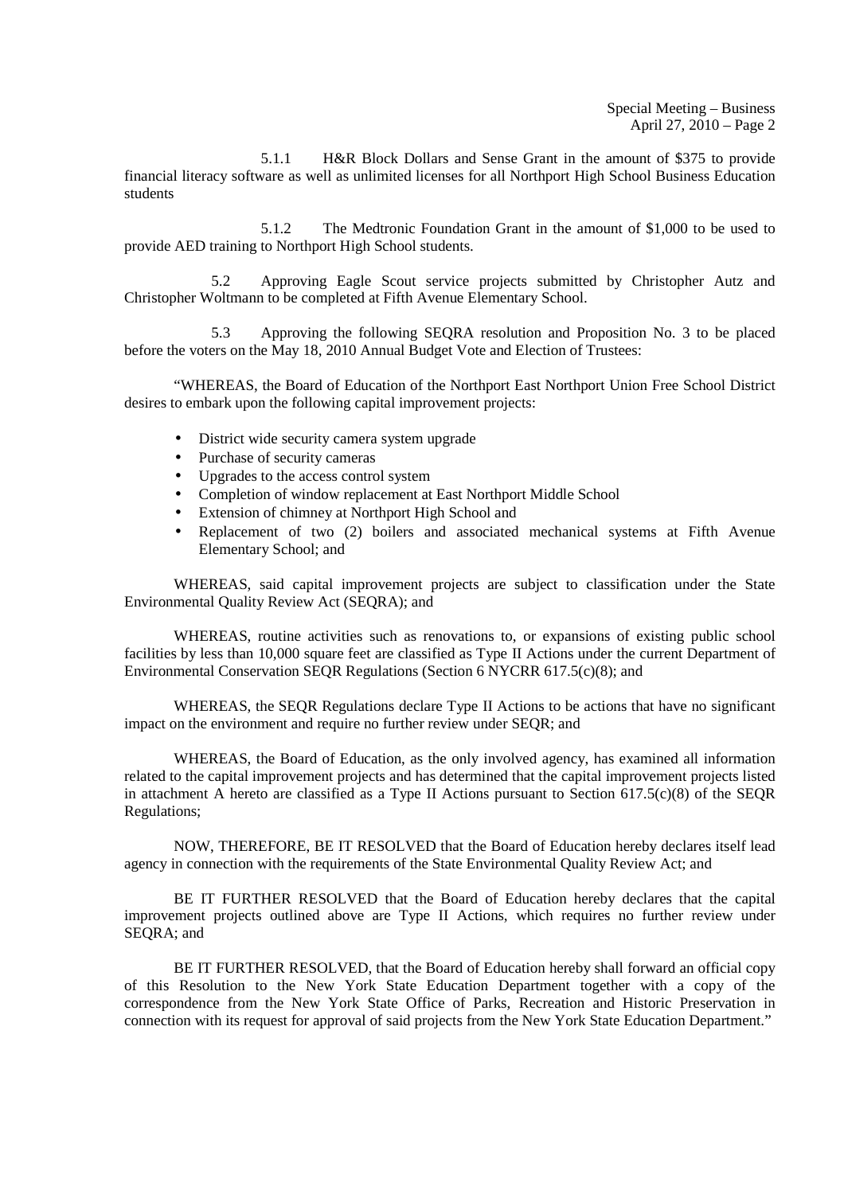5.1.1 H&R Block Dollars and Sense Grant in the amount of $375 to provide financial literacy software as well as unlimited licenses for all Northport High School Business Education students

5.1.2 The Medtronic Foundation Grant in the amount of $1,000 to be used to provide AED training to Northport High School students.

5.2 Approving Eagle Scout service projects submitted by Christopher Autz and Christopher Woltmann to be completed at Fifth Avenue Elementary School.

5.3 Approving the following SEQRA resolution and Proposition No. 3 to be placed before the voters on the May 18, 2010 Annual Budget Vote and Election of Trustees:

"WHEREAS, the Board of Education of the Northport East Northport Union Free School District desires to embark upon the following capital improvement projects:

- District wide security camera system upgrade
- Purchase of security cameras
- Upgrades to the access control system
- Completion of window replacement at East Northport Middle School
- Extension of chimney at Northport High School and
- Replacement of two (2) boilers and associated mechanical systems at Fifth Avenue Elementary School; and

WHEREAS, said capital improvement projects are subject to classification under the State Environmental Quality Review Act (SEQRA); and

WHEREAS, routine activities such as renovations to, or expansions of existing public school facilities by less than 10,000 square feet are classified as Type II Actions under the current Department of Environmental Conservation SEQR Regulations (Section 6 NYCRR 617.5(c)(8); and

WHEREAS, the SEQR Regulations declare Type II Actions to be actions that have no significant impact on the environment and require no further review under SEQR; and

WHEREAS, the Board of Education, as the only involved agency, has examined all information related to the capital improvement projects and has determined that the capital improvement projects listed in attachment A hereto are classified as a Type II Actions pursuant to Section 617.5(c)(8) of the SEQR Regulations;

NOW, THEREFORE, BE IT RESOLVED that the Board of Education hereby declares itself lead agency in connection with the requirements of the State Environmental Quality Review Act; and

BE IT FURTHER RESOLVED that the Board of Education hereby declares that the capital improvement projects outlined above are Type II Actions, which requires no further review under SEQRA; and

BE IT FURTHER RESOLVED, that the Board of Education hereby shall forward an official copy of this Resolution to the New York State Education Department together with a copy of the correspondence from the New York State Office of Parks, Recreation and Historic Preservation in connection with its request for approval of said projects from the New York State Education Department."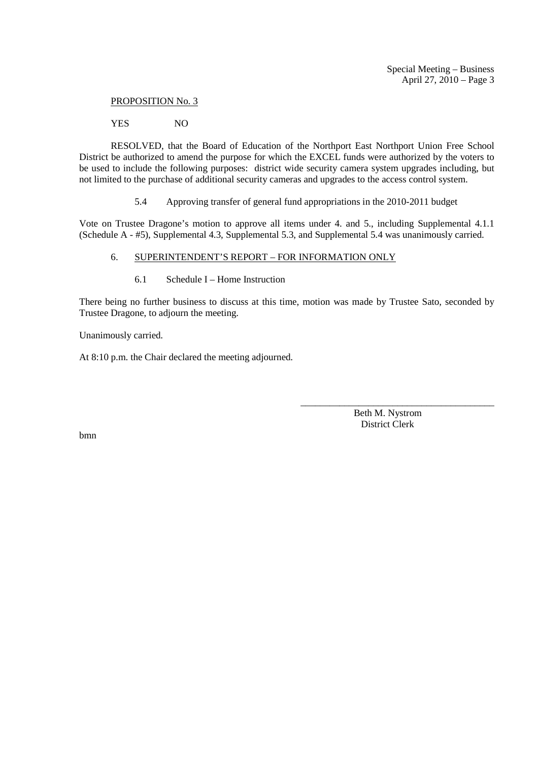PROPOSITION No. 3

YES NO

RESOLVED, that the Board of Education of the Northport East Northport Union Free School District be authorized to amend the purpose for which the EXCEL funds were authorized by the voters to be used to include the following purposes: district wide security camera system upgrades including, but not limited to the purchase of additional security cameras and upgrades to the access control system.

5.4 Approving transfer of general fund appropriations in the 2010-2011 budget

Vote on Trustee Dragone's motion to approve all items under 4. and 5., including Supplemental 4.1.1 (Schedule A - #5), Supplemental 4.3, Supplemental 5.3, and Supplemental 5.4 was unanimously carried.

6. SUPERINTENDENT'S REPORT – FOR INFORMATION ONLY

6.1 Schedule I – Home Instruction

There being no further business to discuss at this time, motion was made by Trustee Sato, seconded by Trustee Dragone, to adjourn the meeting.

Unanimously carried.

At 8:10 p.m. the Chair declared the meeting adjourned.

\_\_\_\_\_\_\_\_\_\_\_\_\_\_\_\_\_\_\_\_\_\_\_\_\_\_\_\_\_\_\_\_\_\_\_\_\_\_\_\_

Beth M. Nystrom
District Clerk

bmn